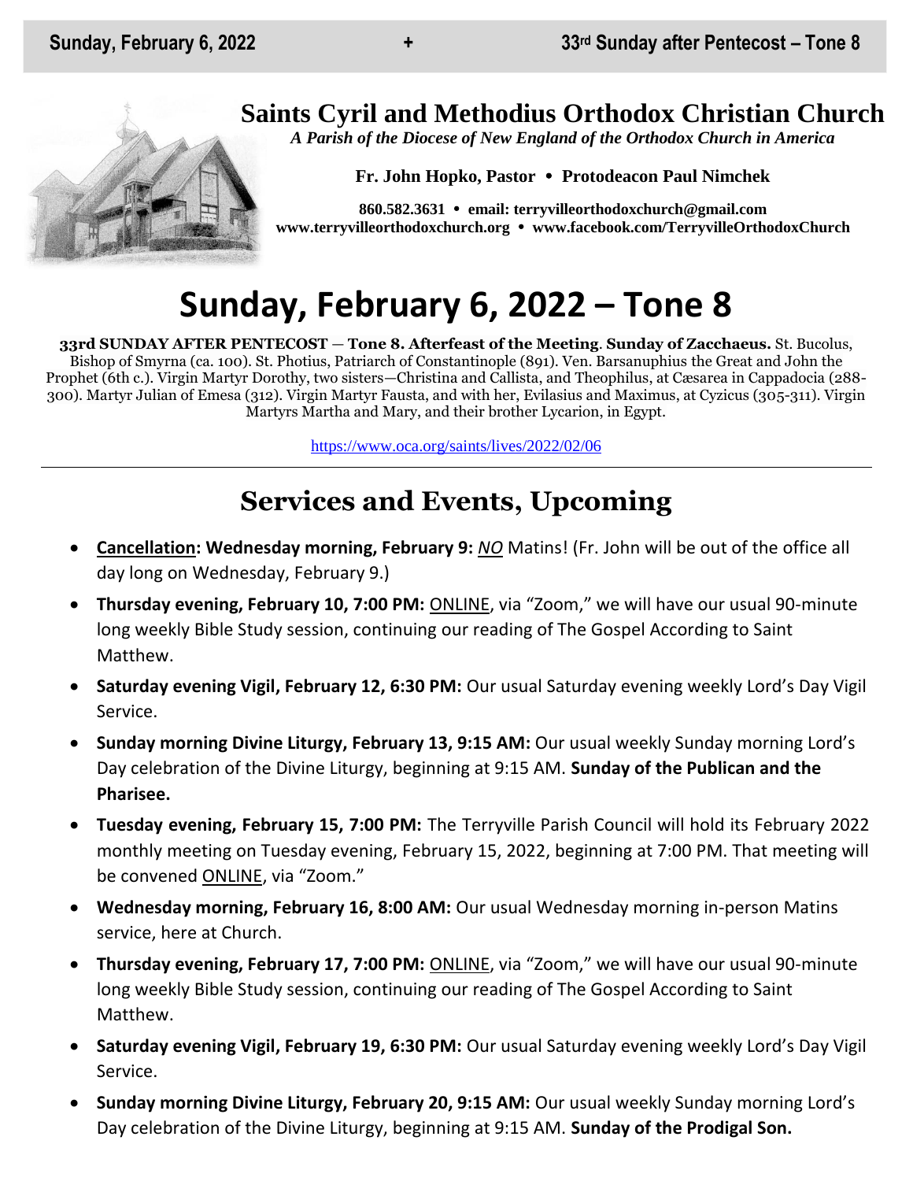# Saints Cyril and Methodius Orthodox Christian Church

*A Parish of the Diocese of New England of the Orthodox Church in America*

**Fr. John Hopko, Pastor • Protodeacon Paul Nimchek**

**860.582.3631 • email: terryvilleorthodoxchurch@gmail.com**
**www.terryvilleorthodoxchurch.org • www.facebook.com/TerryvilleOrthodoxChurch**

# Sunday, February 6, 2022 – Tone 8

**33rd SUNDAY AFTER PENTECOST — Tone 8. Afterfeast of the Meeting**. **Sunday of Zacchaeus.** St. Bucolus, Bishop of Smyrna (ca. 100). St. Photius, Patriarch of Constantinople (891). Ven. Barsanuphius the Great and John the Prophet (6th c.). Virgin Martyr Dorothy, two sisters—Christina and Callista, and Theophilus, at Cæsarea in Cappadocia (288-300). Martyr Julian of Emesa (312). Virgin Martyr Fausta, and with her, Evilasius and Maximus, at Cyzicus (305-311). Virgin Martyrs Martha and Mary, and their brother Lycarion, in Egypt.

https://www.oca.org/saints/lives/2022/02/06

---

## Services and Events, Upcoming

- **Cancellation: Wednesday morning, February 9:** *NO* Matins! (Fr. John will be out of the office all day long on Wednesday, February 9.)
- **Thursday evening, February 10, 7:00 PM:** ONLINE, via "Zoom," we will have our usual 90-minute long weekly Bible Study session, continuing our reading of The Gospel According to Saint Matthew.
- **Saturday evening Vigil, February 12, 6:30 PM:** Our usual Saturday evening weekly Lord's Day Vigil Service.
- **Sunday morning Divine Liturgy, February 13, 9:15 AM:** Our usual weekly Sunday morning Lord's Day celebration of the Divine Liturgy, beginning at 9:15 AM. **Sunday of the Publican and the Pharisee.**
- **Tuesday evening, February 15, 7:00 PM:** The Terryville Parish Council will hold its February 2022 monthly meeting on Tuesday evening, February 15, 2022, beginning at 7:00 PM. That meeting will be convened ONLINE, via "Zoom."
- **Wednesday morning, February 16, 8:00 AM:** Our usual Wednesday morning in-person Matins service, here at Church.
- **Thursday evening, February 17, 7:00 PM:** ONLINE, via "Zoom," we will have our usual 90-minute long weekly Bible Study session, continuing our reading of The Gospel According to Saint Matthew.
- **Saturday evening Vigil, February 19, 6:30 PM:** Our usual Saturday evening weekly Lord's Day Vigil Service.
- **Sunday morning Divine Liturgy, February 20, 9:15 AM:** Our usual weekly Sunday morning Lord's Day celebration of the Divine Liturgy, beginning at 9:15 AM. **Sunday of the Prodigal Son.**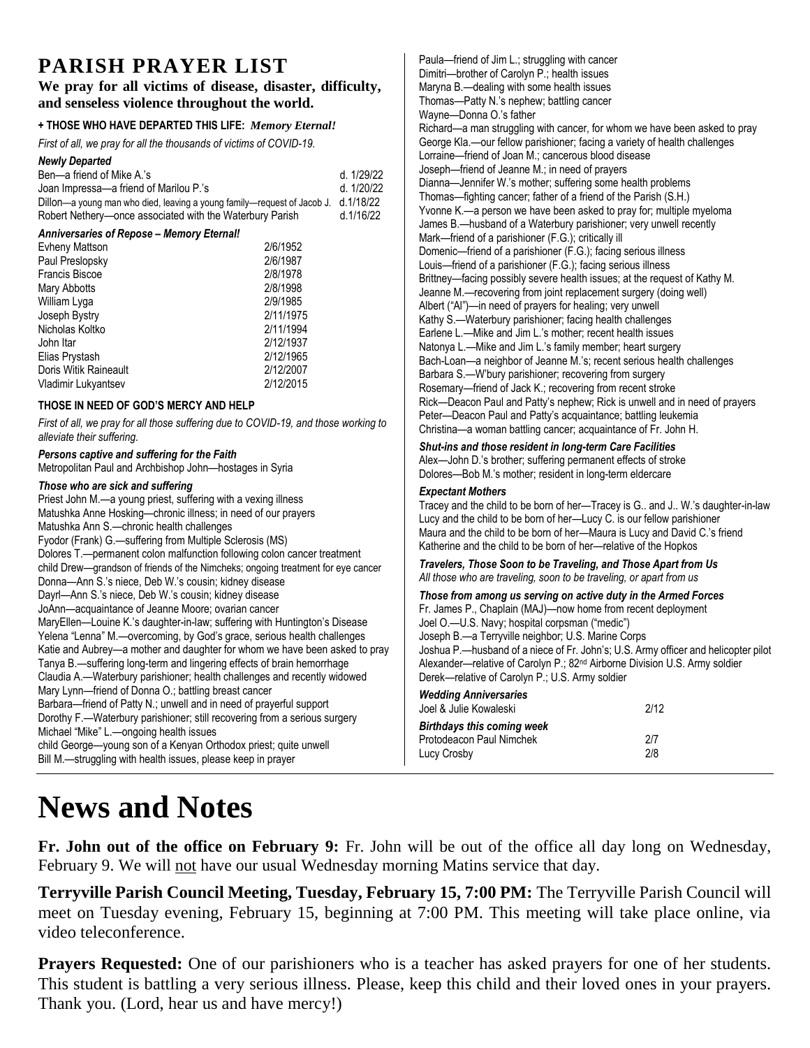## PARISH PRAYER LIST

**We pray for all victims of disease, disaster, difficulty, and senseless violence throughout the world.**

**+ THOSE WHO HAVE DEPARTED THIS LIFE:** ***Memory Eternal!***

*First of all, we pray for all the thousands of victims of COVID-19.*

***Newly Departed***

| | |
|---|---|
| Ben—a friend of Mike A.'s | d. 1/29/22 |
| Joan Impressa—a friend of Marilou P.'s | d. 1/20/22 |
| Dillon—a young man who died, leaving a young family—request of Jacob J. | d.1/18/22 |
| Robert Nethery—once associated with the Waterbury Parish | d.1/16/22 |

***Anniversaries of Repose – Memory Eternal!***

| | |
|---|---|
| Evheny Mattson | 2/6/1952 |
| Paul Preslopsky | 2/6/1987 |
| Francis Biscoe | 2/8/1978 |
| Mary Abbotts | 2/8/1998 |
| William Lyga | 2/9/1985 |
| Joseph Bystry | 2/11/1975 |
| Nicholas Koltko | 2/11/1994 |
| John Itar | 2/12/1937 |
| Elias Prystash | 2/12/1965 |
| Doris Witik Raineault | 2/12/2007 |
| Vladimir Lukyantsev | 2/12/2015 |

**THOSE IN NEED OF GOD'S MERCY AND HELP**

*First of all, we pray for all those suffering due to COVID-19, and those working to alleviate their suffering.*

***Persons captive and suffering for the Faith***

Metropolitan Paul and Archbishop John—hostages in Syria

***Those who are sick and suffering***

Priest John M.—a young priest, suffering with a vexing illness
Matushka Anne Hosking—chronic illness; in need of our prayers
Matushka Ann S.—chronic health challenges
Fyodor (Frank) G.—suffering from Multiple Sclerosis (MS)
Dolores T.—permanent colon malfunction following colon cancer treatment
child Drew—grandson of friends of the Nimcheks; ongoing treatment for eye cancer
Donna—Ann S.'s niece, Deb W.'s cousin; kidney disease
Dayrl—Ann S.'s niece, Deb W.'s cousin; kidney disease
JoAnn—acquaintance of Jeanne Moore; ovarian cancer
MaryEllen—Louine K.'s daughter-in-law; suffering with Huntington's Disease
Yelena "Lenna" M.—overcoming, by God's grace, serious health challenges
Katie and Aubrey—a mother and daughter for whom we have been asked to pray
Tanya B.—suffering long-term and lingering effects of brain hemorrhage
Claudia A.—Waterbury parishioner; health challenges and recently widowed
Mary Lynn—friend of Donna O.; battling breast cancer
Barbara—friend of Patty N.; unwell and in need of prayerful support
Dorothy F.—Waterbury parishioner; still recovering from a serious surgery
Michael "Mike" L.—ongoing health issues
child George—young son of a Kenyan Orthodox priest; quite unwell
Bill M.—struggling with health issues, please keep in prayer
Paula—friend of Jim L.; struggling with cancer
Dimitri—brother of Carolyn P.; health issues
Maryna B.—dealing with some health issues
Thomas—Patty N.'s nephew; battling cancer
Wayne—Donna O.'s father
Richard—a man struggling with cancer, for whom we have been asked to pray
George Kla.—our fellow parishioner; facing a variety of health challenges
Lorraine—friend of Joan M.; cancerous blood disease
Joseph—friend of Jeanne M.; in need of prayers
Dianna—Jennifer W.'s mother; suffering some health problems
Thomas—fighting cancer; father of a friend of the Parish (S.H.)
Yvonne K.—a person we have been asked to pray for; multiple myeloma
James B.—husband of a Waterbury parishioner; very unwell recently
Mark—friend of a parishioner (F.G.); critically ill
Domenic—friend of a parishioner (F.G.); facing serious illness
Louis—friend of a parishioner (F.G.); facing serious illness
Brittney—facing possibly severe health issues; at the request of Kathy M.
Jeanne M.—recovering from joint replacement surgery (doing well)
Albert ("Al")—in need of prayers for healing; very unwell
Kathy S.—Waterbury parishioner; facing health challenges
Earlene L.—Mike and Jim L.'s mother; recent health issues
Natonya L.—Mike and Jim L.'s family member; heart surgery
Bach-Loan—a neighbor of Jeanne M.'s; recent serious health challenges
Barbara S.—W'bury parishioner; recovering from surgery
Rosemary—friend of Jack K.; recovering from recent stroke
Rick—Deacon Paul and Patty's nephew; Rick is unwell and in need of prayers
Peter—Deacon Paul and Patty's acquaintance; battling leukemia
Christina—a woman battling cancer; acquaintance of Fr. John H.

***Shut-ins and those resident in long-term Care Facilities***

Alex—John D.'s brother; suffering permanent effects of stroke
Dolores—Bob M.'s mother; resident in long-term eldercare

***Expectant Mothers***

Tracey and the child to be born of her—Tracey is G.. and J.. W.'s daughter-in-law
Lucy and the child to be born of her—Lucy C. is our fellow parishioner
Maura and the child to be born of her—Maura is Lucy and David C.'s friend
Katherine and the child to be born of her—relative of the Hopkos

***Travelers, Those Soon to be Traveling, and Those Apart from Us***

*All those who are traveling, soon to be traveling, or apart from us*

***Those from among us serving on active duty in the Armed Forces***

Fr. James P., Chaplain (MAJ)—now home from recent deployment
Joel O.—U.S. Navy; hospital corpsman ("medic")
Joseph B.—a Terryville neighbor; U.S. Marine Corps
Joshua P.—husband of a niece of Fr. John's; U.S. Army officer and helicopter pilot
Alexander—relative of Carolyn P.; 82nd Airborne Division U.S. Army soldier
Derek—relative of Carolyn P.; U.S. Army soldier

***Wedding Anniversaries***

| | |
|---|---|
| Joel & Julie Kowaleski | 2/12 |

***Birthdays this coming week***

| | |
|---|---|
| Protodeacon Paul Nimchek | 2/7 |
| Lucy Crosby | 2/8 |

# News and Notes

**Fr. John out of the office on February 9:** Fr. John will be out of the office all day long on Wednesday, February 9. We will not have our usual Wednesday morning Matins service that day.

**Terryville Parish Council Meeting, Tuesday, February 15, 7:00 PM:** The Terryville Parish Council will meet on Tuesday evening, February 15, beginning at 7:00 PM. This meeting will take place online, via video teleconference.

**Prayers Requested:** One of our parishioners who is a teacher has asked prayers for one of her students. This student is battling a very serious illness. Please, keep this child and their loved ones in your prayers. Thank you. (Lord, hear us and have mercy!)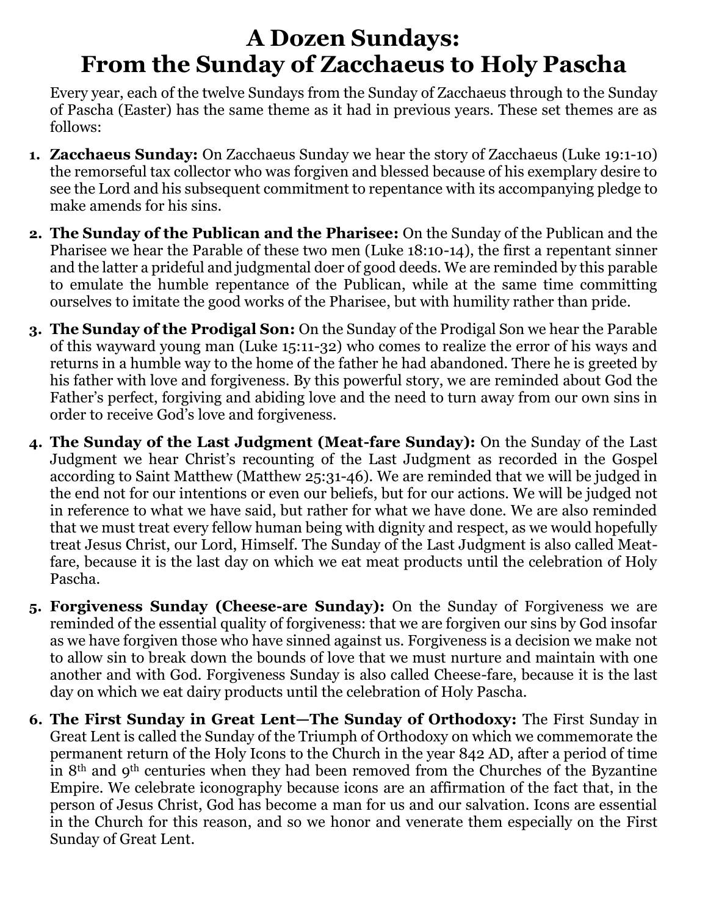# A Dozen Sundays: From the Sunday of Zacchaeus to Holy Pascha

Every year, each of the twelve Sundays from the Sunday of Zacchaeus through to the Sunday of Pascha (Easter) has the same theme as it had in previous years. These set themes are as follows:

1. **Zacchaeus Sunday:** On Zacchaeus Sunday we hear the story of Zacchaeus (Luke 19:1-10) the remorseful tax collector who was forgiven and blessed because of his exemplary desire to see the Lord and his subsequent commitment to repentance with its accompanying pledge to make amends for his sins.
2. **The Sunday of the Publican and the Pharisee:** On the Sunday of the Publican and the Pharisee we hear the Parable of these two men (Luke 18:10-14), the first a repentant sinner and the latter a prideful and judgmental doer of good deeds. We are reminded by this parable to emulate the humble repentance of the Publican, while at the same time committing ourselves to imitate the good works of the Pharisee, but with humility rather than pride.
3. **The Sunday of the Prodigal Son:** On the Sunday of the Prodigal Son we hear the Parable of this wayward young man (Luke 15:11-32) who comes to realize the error of his ways and returns in a humble way to the home of the father he had abandoned. There he is greeted by his father with love and forgiveness. By this powerful story, we are reminded about God the Father's perfect, forgiving and abiding love and the need to turn away from our own sins in order to receive God's love and forgiveness.
4. **The Sunday of the Last Judgment (Meat-fare Sunday):** On the Sunday of the Last Judgment we hear Christ's recounting of the Last Judgment as recorded in the Gospel according to Saint Matthew (Matthew 25:31-46). We are reminded that we will be judged in the end not for our intentions or even our beliefs, but for our actions. We will be judged not in reference to what we have said, but rather for what we have done. We are also reminded that we must treat every fellow human being with dignity and respect, as we would hopefully treat Jesus Christ, our Lord, Himself. The Sunday of the Last Judgment is also called Meat-fare, because it is the last day on which we eat meat products until the celebration of Holy Pascha.
5. **Forgiveness Sunday (Cheese-are Sunday):** On the Sunday of Forgiveness we are reminded of the essential quality of forgiveness: that we are forgiven our sins by God insofar as we have forgiven those who have sinned against us. Forgiveness is a decision we make not to allow sin to break down the bounds of love that we must nurture and maintain with one another and with God. Forgiveness Sunday is also called Cheese-fare, because it is the last day on which we eat dairy products until the celebration of Holy Pascha.
6. **The First Sunday in Great Lent—The Sunday of Orthodoxy:** The First Sunday in Great Lent is called the Sunday of the Triumph of Orthodoxy on which we commemorate the permanent return of the Holy Icons to the Church in the year 842 AD, after a period of time in 8th and 9th centuries when they had been removed from the Churches of the Byzantine Empire. We celebrate iconography because icons are an affirmation of the fact that, in the person of Jesus Christ, God has become a man for us and our salvation. Icons are essential in the Church for this reason, and so we honor and venerate them especially on the First Sunday of Great Lent.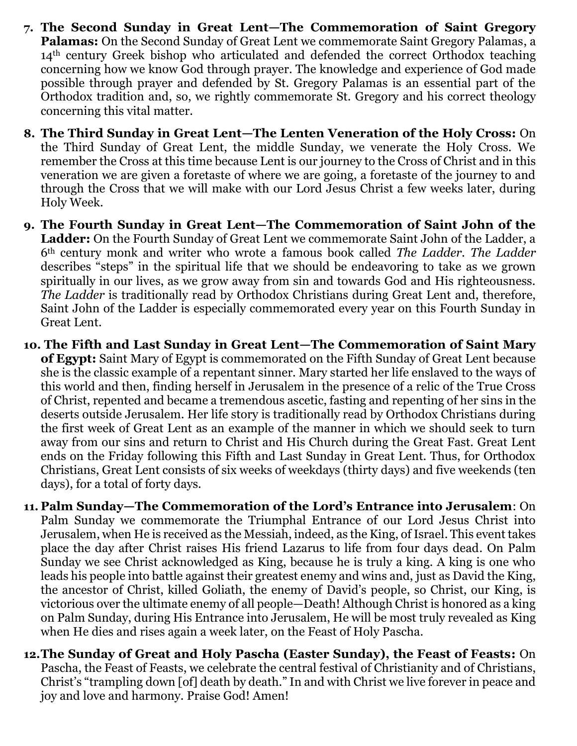7. **The Second Sunday in Great Lent—The Commemoration of Saint Gregory Palamas:** On the Second Sunday of Great Lent we commemorate Saint Gregory Palamas, a 14th century Greek bishop who articulated and defended the correct Orthodox teaching concerning how we know God through prayer. The knowledge and experience of God made possible through prayer and defended by St. Gregory Palamas is an essential part of the Orthodox tradition and, so, we rightly commemorate St. Gregory and his correct theology concerning this vital matter.

8. **The Third Sunday in Great Lent—The Lenten Veneration of the Holy Cross:** On the Third Sunday of Great Lent, the middle Sunday, we venerate the Holy Cross. We remember the Cross at this time because Lent is our journey to the Cross of Christ and in this veneration we are given a foretaste of where we are going, a foretaste of the journey to and through the Cross that we will make with our Lord Jesus Christ a few weeks later, during Holy Week.

9. **The Fourth Sunday in Great Lent—The Commemoration of Saint John of the Ladder:** On the Fourth Sunday of Great Lent we commemorate Saint John of the Ladder, a 6th century monk and writer who wrote a famous book called *The Ladder*. *The Ladder* describes "steps" in the spiritual life that we should be endeavoring to take as we grown spiritually in our lives, as we grow away from sin and towards God and His righteousness. *The Ladder* is traditionally read by Orthodox Christians during Great Lent and, therefore, Saint John of the Ladder is especially commemorated every year on this Fourth Sunday in Great Lent.

10. **The Fifth and Last Sunday in Great Lent—The Commemoration of Saint Mary of Egypt:** Saint Mary of Egypt is commemorated on the Fifth Sunday of Great Lent because she is the classic example of a repentant sinner. Mary started her life enslaved to the ways of this world and then, finding herself in Jerusalem in the presence of a relic of the True Cross of Christ, repented and became a tremendous ascetic, fasting and repenting of her sins in the deserts outside Jerusalem. Her life story is traditionally read by Orthodox Christians during the first week of Great Lent as an example of the manner in which we should seek to turn away from our sins and return to Christ and His Church during the Great Fast. Great Lent ends on the Friday following this Fifth and Last Sunday in Great Lent. Thus, for Orthodox Christians, Great Lent consists of six weeks of weekdays (thirty days) and five weekends (ten days), for a total of forty days.

11. **Palm Sunday—The Commemoration of the Lord's Entrance into Jerusalem**: On Palm Sunday we commemorate the Triumphal Entrance of our Lord Jesus Christ into Jerusalem, when He is received as the Messiah, indeed, as the King, of Israel. This event takes place the day after Christ raises His friend Lazarus to life from four days dead. On Palm Sunday we see Christ acknowledged as King, because he is truly a king. A king is one who leads his people into battle against their greatest enemy and wins and, just as David the King, the ancestor of Christ, killed Goliath, the enemy of David's people, so Christ, our King, is victorious over the ultimate enemy of all people—Death! Although Christ is honored as a king on Palm Sunday, during His Entrance into Jerusalem, He will be most truly revealed as King when He dies and rises again a week later, on the Feast of Holy Pascha.

12. **The Sunday of Great and Holy Pascha (Easter Sunday), the Feast of Feasts:** On Pascha, the Feast of Feasts, we celebrate the central festival of Christianity and of Christians, Christ's "trampling down [of] death by death." In and with Christ we live forever in peace and joy and love and harmony. Praise God! Amen!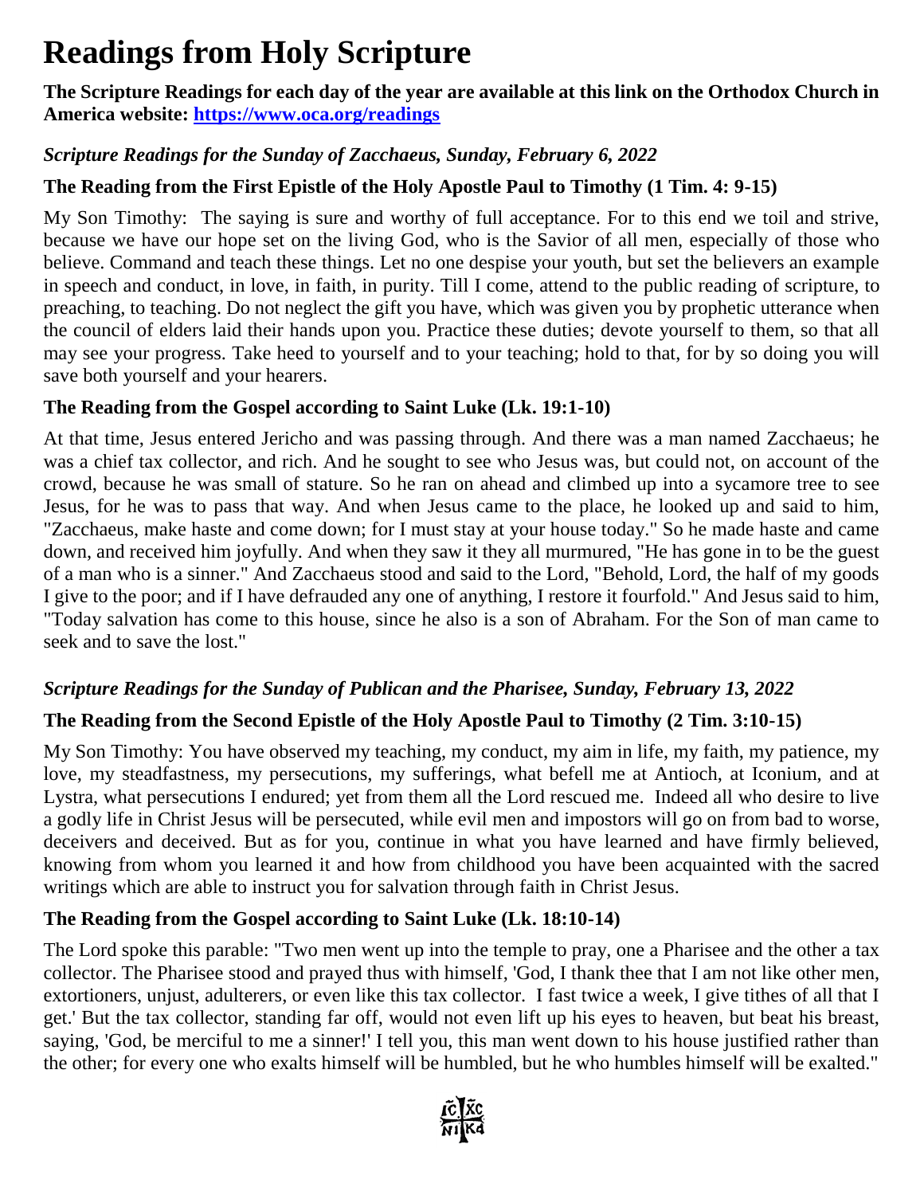# Readings from Holy Scripture

**The Scripture Readings for each day of the year are available at this link on the Orthodox Church in America website: [https://www.oca.org/readings](https://www.oca.org/readings)**

### *Scripture Readings for the Sunday of Zacchaeus, Sunday, February 6, 2022*

**The Reading from the First Epistle of the Holy Apostle Paul to Timothy (1 Tim. 4: 9-15)**

My Son Timothy: The saying is sure and worthy of full acceptance. For to this end we toil and strive, because we have our hope set on the living God, who is the Savior of all men, especially of those who believe. Command and teach these things. Let no one despise your youth, but set the believers an example in speech and conduct, in love, in faith, in purity. Till I come, attend to the public reading of scripture, to preaching, to teaching. Do not neglect the gift you have, which was given you by prophetic utterance when the council of elders laid their hands upon you. Practice these duties; devote yourself to them, so that all may see your progress. Take heed to yourself and to your teaching; hold to that, for by so doing you will save both yourself and your hearers.

**The Reading from the Gospel according to Saint Luke (Lk. 19:1-10)**

At that time, Jesus entered Jericho and was passing through. And there was a man named Zacchaeus; he was a chief tax collector, and rich. And he sought to see who Jesus was, but could not, on account of the crowd, because he was small of stature. So he ran on ahead and climbed up into a sycamore tree to see Jesus, for he was to pass that way. And when Jesus came to the place, he looked up and said to him, "Zacchaeus, make haste and come down; for I must stay at your house today." So he made haste and came down, and received him joyfully. And when they saw it they all murmured, "He has gone in to be the guest of a man who is a sinner." And Zacchaeus stood and said to the Lord, "Behold, Lord, the half of my goods I give to the poor; and if I have defrauded any one of anything, I restore it fourfold." And Jesus said to him, "Today salvation has come to this house, since he also is a son of Abraham. For the Son of man came to seek and to save the lost."

### *Scripture Readings for the Sunday of Publican and the Pharisee, Sunday, February 13, 2022*

**The Reading from the Second Epistle of the Holy Apostle Paul to Timothy (2 Tim. 3:10-15)**

My Son Timothy: You have observed my teaching, my conduct, my aim in life, my faith, my patience, my love, my steadfastness, my persecutions, my sufferings, what befell me at Antioch, at Iconium, and at Lystra, what persecutions I endured; yet from them all the Lord rescued me. Indeed all who desire to live a godly life in Christ Jesus will be persecuted, while evil men and impostors will go on from bad to worse, deceivers and deceived. But as for you, continue in what you have learned and have firmly believed, knowing from whom you learned it and how from childhood you have been acquainted with the sacred writings which are able to instruct you for salvation through faith in Christ Jesus.

**The Reading from the Gospel according to Saint Luke (Lk. 18:10-14)**

The Lord spoke this parable: "Two men went up into the temple to pray, one a Pharisee and the other a tax collector. The Pharisee stood and prayed thus with himself, 'God, I thank thee that I am not like other men, extortioners, unjust, adulterers, or even like this tax collector. I fast twice a week, I give tithes of all that I get.' But the tax collector, standing far off, would not even lift up his eyes to heaven, but beat his breast, saying, 'God, be merciful to me a sinner!' I tell you, this man went down to his house justified rather than the other; for every one who exalts himself will be humbled, but he who humbles himself will be exalted."